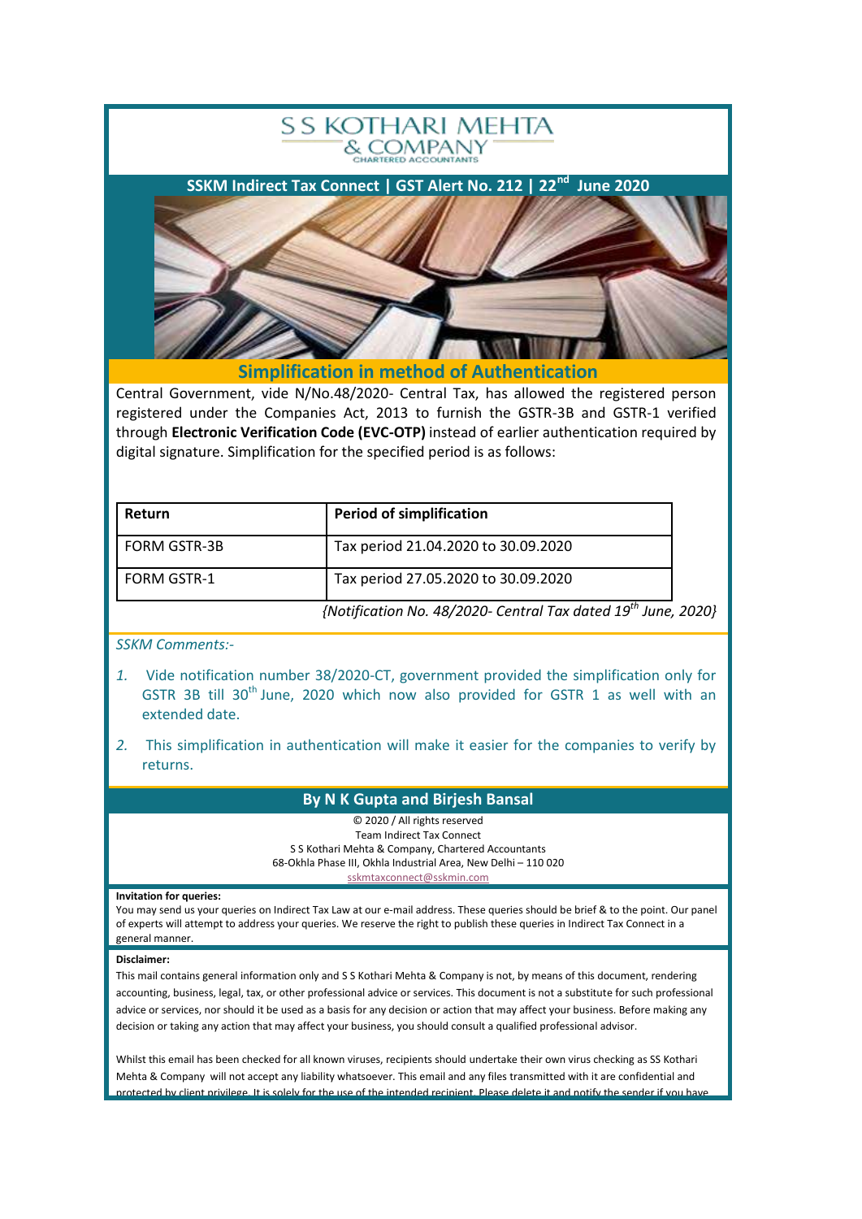# S S KOTHARI MEHTA & COMPANY

CHARTERED ACCOUNTANTS

**SSKM Indirect Tax Connect | GST Alert No. 212 | 22nd June 2020**

## Simplification in method of Authentication

Central Government, vide N/No.48/2020- Central Tax, has allowed the registered person registered under the Companies Act, 2013 to furnish the GSTR-3B and GSTR-1 verified through **Electronic Verification Code (EVC-OTP)** instead of earlier authentication required by digital signature. Simplification for the specified period is as follows:

| Return | Period of simplification |
|---|---|
| FORM GSTR-3B | Tax period 21.04.2020 to 30.09.2020 |
| FORM GSTR-1 | Tax period 27.05.2020 to 30.09.2020 |

*{Notification No. 48/2020- Central Tax dated 19th June, 2020}*

*SSKM Comments:-*

1. Vide notification number 38/2020-CT, government provided the simplification only for GSTR 3B till 30th June, 2020 which now also provided for GSTR 1 as well with an extended date.
2. This simplification in authentication will make it easier for the companies to verify by returns.

**By N K Gupta and Birjesh Bansal**

© 2020 / All rights reserved
Team Indirect Tax Connect
S S Kothari Mehta & Company, Chartered Accountants
68-Okhla Phase III, Okhla Industrial Area, New Delhi – 110 020
sskmtaxconnect@sskmin.com

**Invitation for queries:**
You may send us your queries on Indirect Tax Law at our e-mail address. These queries should be brief & to the point. Our panel of experts will attempt to address your queries. We reserve the right to publish these queries in Indirect Tax Connect in a general manner.

**Disclaimer:**
This mail contains general information only and S S Kothari Mehta & Company is not, by means of this document, rendering accounting, business, legal, tax, or other professional advice or services. This document is not a substitute for such professional advice or services, nor should it be used as a basis for any decision or action that may affect your business. Before making any decision or taking any action that may affect your business, you should consult a qualified professional advisor.

Whilst this email has been checked for all known viruses, recipients should undertake their own virus checking as SS Kothari Mehta & Company will not accept any liability whatsoever. This email and any files transmitted with it are confidential and protected by client privilege. It is solely for the use of the intended recipient. Please delete it and notify the sender if you have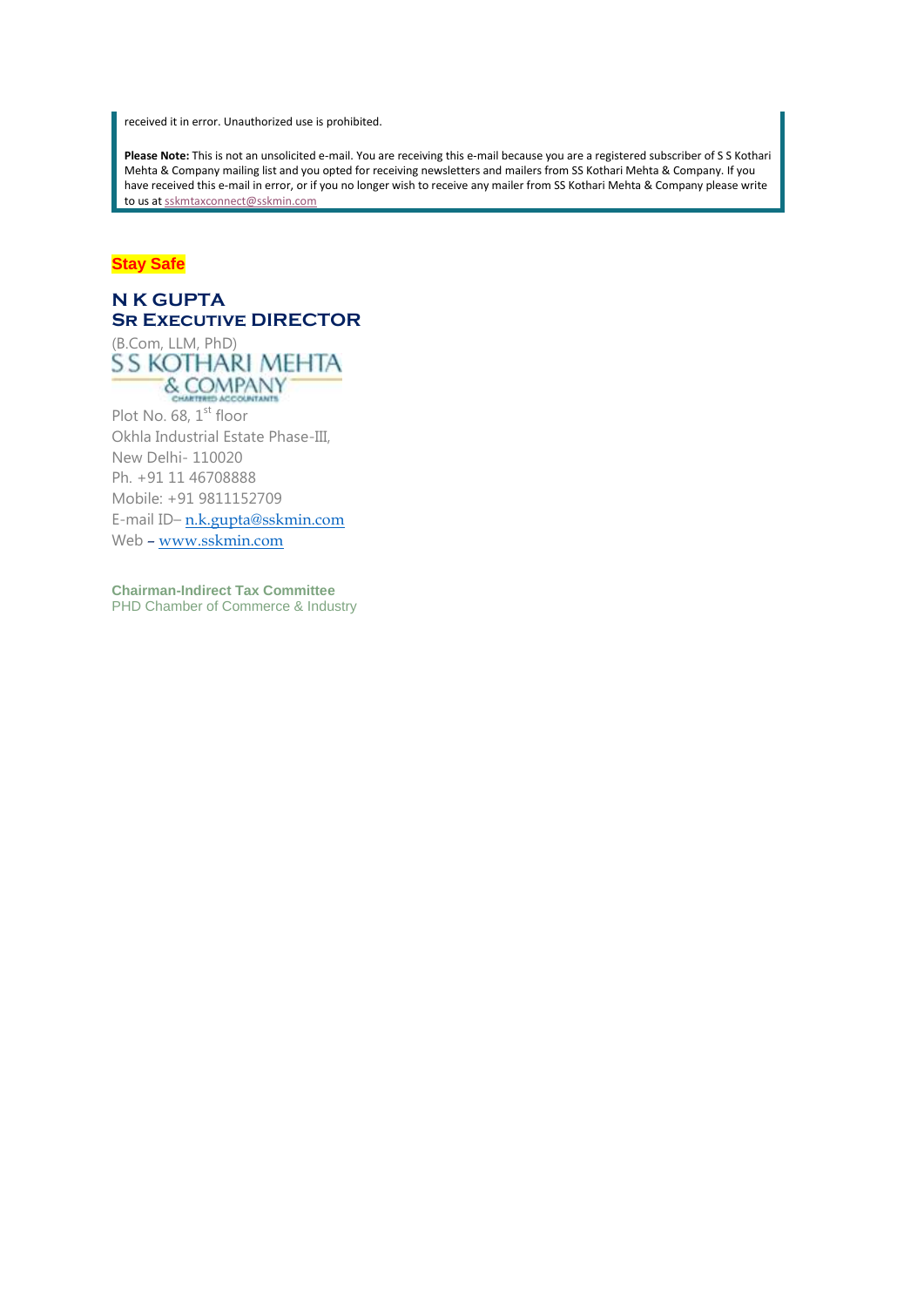received it in error. Unauthorized use is prohibited.

**Please Note:** This is not an unsolicited e-mail. You are receiving this e-mail because you are a registered subscriber of S S Kothari Mehta & Company mailing list and you opted for receiving newsletters and mailers from SS Kothari Mehta & Company. If you have received this e-mail in error, or if you no longer wish to receive any mailer from SS Kothari Mehta & Company please write to us at sskmtaxconnect@sskmin.com

**Stay Safe**

**N K GUPTA**
**SR EXECUTIVE DIRECTOR**

(B.Com, LLM, PhD)

S S KOTHARI MEHTA & COMPANY
CHARTERED ACCOUNTANTS

Plot No. 68, 1st floor
Okhla Industrial Estate Phase-III,
New Delhi- 110020
Ph. +91 11 46708888
Mobile: +91 9811152709
E-mail ID– n.k.gupta@sskmin.com
Web – www.sskmin.com

**Chairman-Indirect Tax Committee**
PHD Chamber of Commerce & Industry